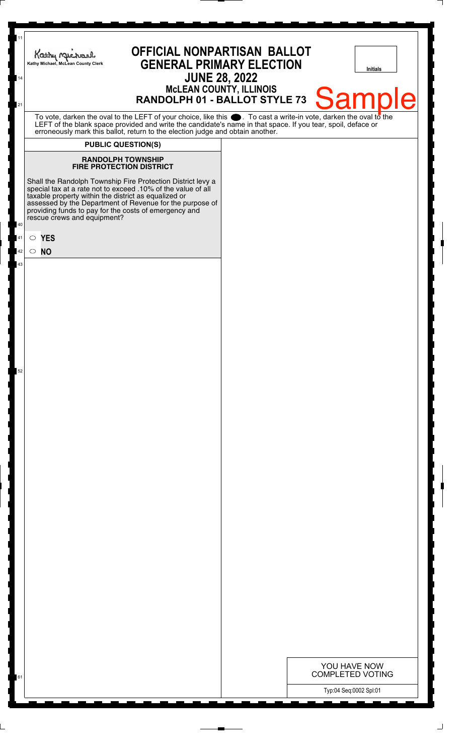Kathy Michael, McLean County Clerk

# OFFICIAL NONPARTISAN BALLOT
## GENERAL PRIMARY ELECTION
## JUNE 28, 2022
### McLEAN COUNTY, ILLINOIS
### RANDOLPH 01 - BALLOT STYLE 73

Initials

Sample

To vote, darken the oval to the LEFT of your choice, like this ⬤. To cast a write-in vote, darken the oval to the LEFT of the blank space provided and write the candidate's name in that space. If you tear, spoil, deface or erroneously mark this ballot, return to the election judge and obtain another.

**PUBLIC QUESTION(S)**

**RANDOLPH TOWNSHIP FIRE PROTECTION DISTRICT**

Shall the Randolph Township Fire Protection District levy a special tax at a rate not to exceed .10% of the value of all taxable property within the district as equalized or assessed by the Department of Revenue for the purpose of providing funds to pay for the costs of emergency and rescue crews and equipment?

- ○ **YES**
- ○ **NO**

YOU HAVE NOW COMPLETED VOTING

Typ:04 Seq:0002 Spl:01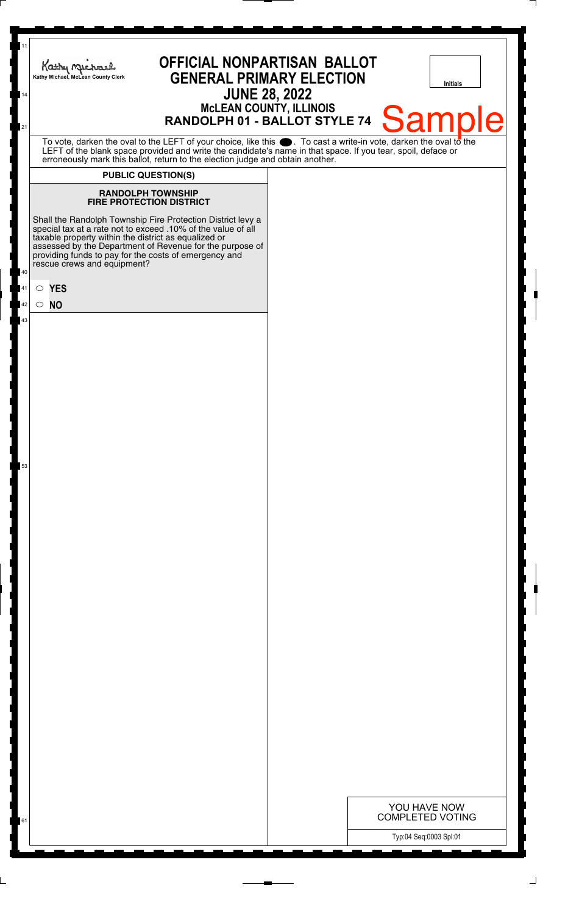Kathy Michael, McLean County Clerk

# OFFICIAL NONPARTISAN BALLOT
## GENERAL PRIMARY ELECTION
## JUNE 28, 2022
### McLEAN COUNTY, ILLINOIS
### RANDOLPH 01 - BALLOT STYLE 74

Initials

Sample

To vote, darken the oval to the LEFT of your choice, like this ⬬. To cast a write-in vote, darken the oval to the LEFT of the blank space provided and write the candidate's name in that space. If you tear, spoil, deface or erroneously mark this ballot, return to the election judge and obtain another.

**PUBLIC QUESTION(S)**

**RANDOLPH TOWNSHIP FIRE PROTECTION DISTRICT**

Shall the Randolph Township Fire Protection District levy a special tax at a rate not to exceed .10% of the value of all taxable property within the district as equalized or assessed by the Department of Revenue for the purpose of providing funds to pay for the costs of emergency and rescue crews and equipment?

- ○ **YES**
- ○ **NO**

YOU HAVE NOW COMPLETED VOTING

Typ:04 Seq:0003 Spl:01